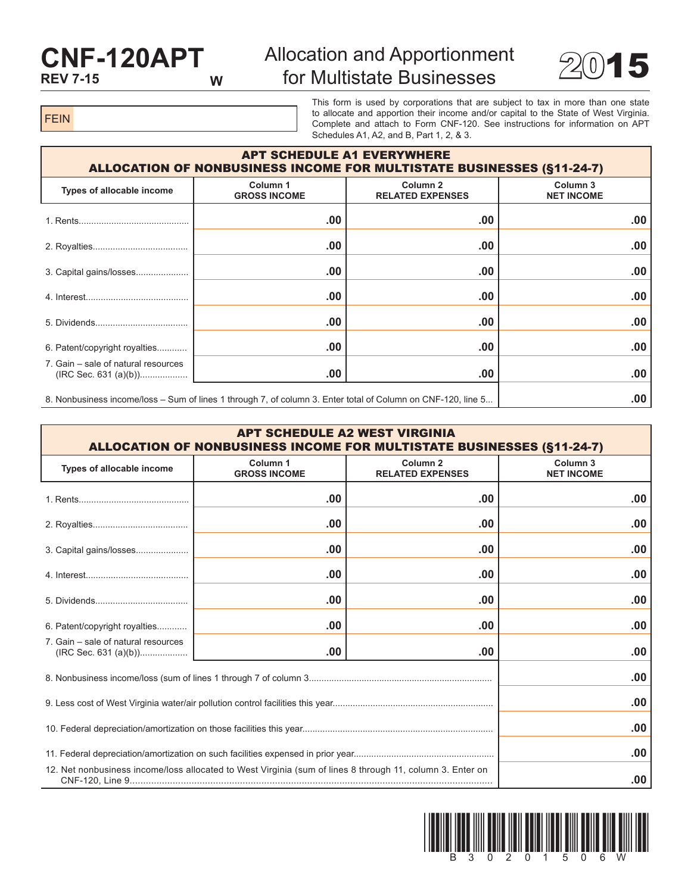# CNF-120APT

**REV 7-15** W

## Allocation and Apportionment for Multistate Businesses

# 2015

FEIN

This form is used by corporations that are subject to tax in more than one state to allocate and apportion their income and/or capital to the State of West Virginia. Complete and attach to Form CNF-120. See instructions for information on APT Schedules A1, A2, and B, Part 1, 2, & 3.

### APT SCHEDULE A1 EVERYWHERE
### ALLOCATION OF NONBUSINESS INCOME FOR MULTISTATE BUSINESSES (§11-24-7)

| Types of allocable income | Column 1 GROSS INCOME | Column 2 RELATED EXPENSES | Column 3 NET INCOME |
|---|---|---|---|
| 1. Rents | .00 | .00 | .00 |
| 2. Royalties | .00 | .00 | .00 |
| 3. Capital gains/losses | .00 | .00 | .00 |
| 4. Interest | .00 | .00 | .00 |
| 5. Dividends | .00 | .00 | .00 |
| 6. Patent/copyright royalties | .00 | .00 | .00 |
| 7. Gain – sale of natural resources (IRC Sec. 631 (a)(b)) | .00 | .00 | .00 |
| 8. Nonbusiness income/loss – Sum of lines 1 through 7, of column 3. Enter total of Column on CNF-120, line 5 | | | .00 |

### APT SCHEDULE A2 WEST VIRGINIA
### ALLOCATION OF NONBUSINESS INCOME FOR MULTISTATE BUSINESSES (§11-24-7)

| Types of allocable income | Column 1 GROSS INCOME | Column 2 RELATED EXPENSES | Column 3 NET INCOME |
|---|---|---|---|
| 1. Rents | .00 | .00 | .00 |
| 2. Royalties | .00 | .00 | .00 |
| 3. Capital gains/losses | .00 | .00 | .00 |
| 4. Interest | .00 | .00 | .00 |
| 5. Dividends | .00 | .00 | .00 |
| 6. Patent/copyright royalties | .00 | .00 | .00 |
| 7. Gain – sale of natural resources (IRC Sec. 631 (a)(b)) | .00 | .00 | .00 |
| 8. Nonbusiness income/loss (sum of lines 1 through 7 of column 3 | | | .00 |
| 9. Less cost of West Virginia water/air pollution control facilities this year | | | .00 |
| 10. Federal depreciation/amortization on those facilities this year | | | .00 |
| 11. Federal depreciation/amortization on such facilities expensed in prior year | | | .00 |
| 12. Net nonbusiness income/loss allocated to West Virginia (sum of lines 8 through 11, column 3. Enter on CNF-120, Line 9 | | | .00 |

B 3 0 2 0 1 5 0 6 W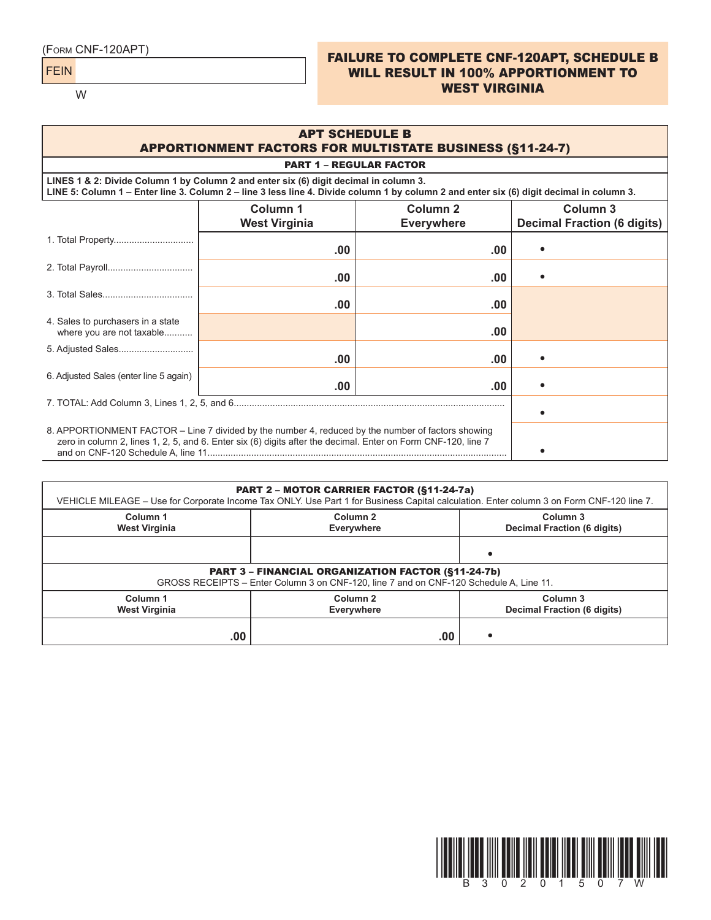(Form CNF-120APT)

FEIN

W

**FAILURE TO COMPLETE CNF-120APT, SCHEDULE B WILL RESULT IN 100% APPORTIONMENT TO WEST VIRGINIA**

## APT SCHEDULE B
## APPORTIONMENT FACTORS FOR MULTISTATE BUSINESS (§11-24-7)

### PART 1 – REGULAR FACTOR

**LINES 1 & 2: Divide Column 1 by Column 2 and enter six (6) digit decimal in column 3.**
**LINE 5: Column 1 – Enter line 3. Column 2 – line 3 less line 4. Divide column 1 by column 2 and enter six (6) digit decimal in column 3.**

| | Column 1 West Virginia | Column 2 Everywhere | Column 3 Decimal Fraction (6 digits) |
|---|---|---|---|
| 1. Total Property | .00 | .00 | • |
| 2. Total Payroll | .00 | .00 | • |
| 3. Total Sales | .00 | .00 | |
| 4. Sales to purchasers in a state where you are not taxable | | .00 | |
| 5. Adjusted Sales | .00 | .00 | • |
| 6. Adjusted Sales (enter line 5 again) | .00 | .00 | • |
| 7. TOTAL: Add Column 3, Lines 1, 2, 5, and 6 | | | • |
| 8. APPORTIONMENT FACTOR – Line 7 divided by the number 4, reduced by the number of factors showing zero in column 2, lines 1, 2, 5, and 6. Enter six (6) digits after the decimal. Enter on Form CNF-120, line 7 and on CNF-120 Schedule A, line 11 | | | • |

### PART 2 – MOTOR CARRIER FACTOR (§11-24-7a)

VEHICLE MILEAGE – Use for Corporate Income Tax ONLY. Use Part 1 for Business Capital calculation. Enter column 3 on Form CNF-120 line 7.

| Column 1 West Virginia | Column 2 Everywhere | Column 3 Decimal Fraction (6 digits) |
|---|---|---|
| | | • |

### PART 3 – FINANCIAL ORGANIZATION FACTOR (§11-24-7b)

GROSS RECEIPTS – Enter Column 3 on CNF-120, line 7 and on CNF-120 Schedule A, Line 11.

| Column 1 West Virginia | Column 2 Everywhere | Column 3 Decimal Fraction (6 digits) |
|---|---|---|
| .00 | .00 | • |

B 3 0 2 0 1 5 0 7 W